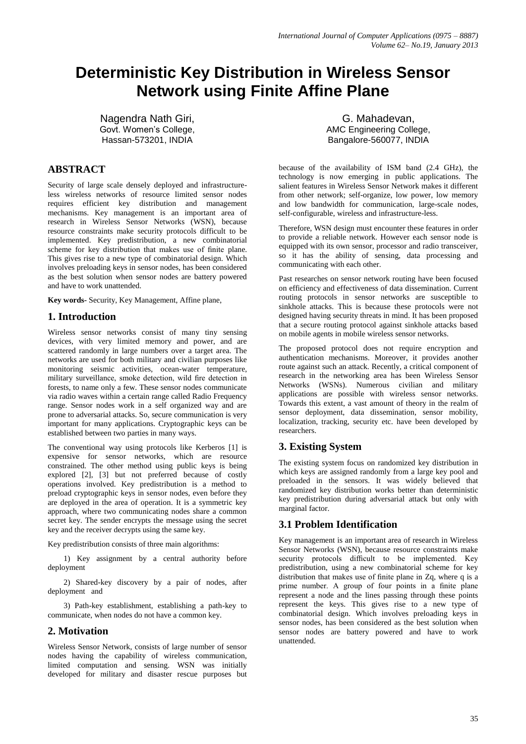# Deterministic Key Distribution in Wireless Sensor Network using Finite Affine Plane

Nagendra Nath Giri,
Govt. Women's College,
Hassan-573201, INDIA

G. Mahadevan,
AMC Engineering College,
Bangalore-560077, INDIA

## ABSTRACT

Security of large scale densely deployed and infrastructure-less wireless networks of resource limited sensor nodes requires efficient key distribution and management mechanisms. Key management is an important area of research in Wireless Sensor Networks (WSN), because resource constraints make security protocols difficult to be implemented. Key predistribution, a new combinatorial scheme for key distribution that makes use of finite plane. This gives rise to a new type of combinatorial design. Which involves preloading keys in sensor nodes, has been considered as the best solution when sensor nodes are battery powered and have to work unattended.

**Key words-** Security, Key Management, Affine plane,

## 1. Introduction

Wireless sensor networks consist of many tiny sensing devices, with very limited memory and power, and are scattered randomly in large numbers over a target area. The networks are used for both military and civilian purposes like monitoring seismic activities, ocean-water temperature, military surveillance, smoke detection, wild fire detection in forests, to name only a few. These sensor nodes communicate via radio waves within a certain range called Radio Frequency range. Sensor nodes work in a self organized way and are prone to adversarial attacks. So, secure communication is very important for many applications. Cryptographic keys can be established between two parties in many ways.

The conventional way using protocols like Kerberos [1] is expensive for sensor networks, which are resource constrained. The other method using public keys is being explored [2], [3] but not preferred because of costly operations involved. Key predistribution is a method to preload cryptographic keys in sensor nodes, even before they are deployed in the area of operation. It is a symmetric key approach, where two communicating nodes share a common secret key. The sender encrypts the message using the secret key and the receiver decrypts using the same key.

Key predistribution consists of three main algorithms:

1) Key assignment by a central authority before deployment

2) Shared-key discovery by a pair of nodes, after deployment and

3) Path-key establishment, establishing a path-key to communicate, when nodes do not have a common key.

## 2. Motivation

Wireless Sensor Network, consists of large number of sensor nodes having the capability of wireless communication, limited computation and sensing. WSN was initially developed for military and disaster rescue purposes but because of the availability of ISM band (2.4 GHz), the technology is now emerging in public applications. The salient features in Wireless Sensor Network makes it different from other network; self-organize, low power, low memory and low bandwidth for communication, large-scale nodes, self-configurable, wireless and infrastructure-less.

Therefore, WSN design must encounter these features in order to provide a reliable network. However each sensor node is equipped with its own sensor, processor and radio transceiver, so it has the ability of sensing, data processing and communicating with each other.

Past researches on sensor network routing have been focused on efficiency and effectiveness of data dissemination. Current routing protocols in sensor networks are susceptible to sinkhole attacks. This is because these protocols were not designed having security threats in mind. It has been proposed that a secure routing protocol against sinkhole attacks based on mobile agents in mobile wireless sensor networks.

The proposed protocol does not require encryption and authentication mechanisms. Moreover, it provides another route against such an attack. Recently, a critical component of research in the networking area has been Wireless Sensor Networks (WSNs). Numerous civilian and military applications are possible with wireless sensor networks. Towards this extent, a vast amount of theory in the realm of sensor deployment, data dissemination, sensor mobility, localization, tracking, security etc. have been developed by researchers.

## 3. Existing System

The existing system focus on randomized key distribution in which keys are assigned randomly from a large key pool and preloaded in the sensors. It was widely believed that randomized key distribution works better than deterministic key predistribution during adversarial attack but only with marginal factor.

## 3.1 Problem Identification

Key management is an important area of research in Wireless Sensor Networks (WSN), because resource constraints make security protocols difficult to be implemented. Key predistribution, using a new combinatorial scheme for key distribution that makes use of finite plane in Zq, where q is a prime number. A group of four points in a finite plane represent a node and the lines passing through these points represent the keys. This gives rise to a new type of combinatorial design. Which involves preloading keys in sensor nodes, has been considered as the best solution when sensor nodes are battery powered and have to work unattended.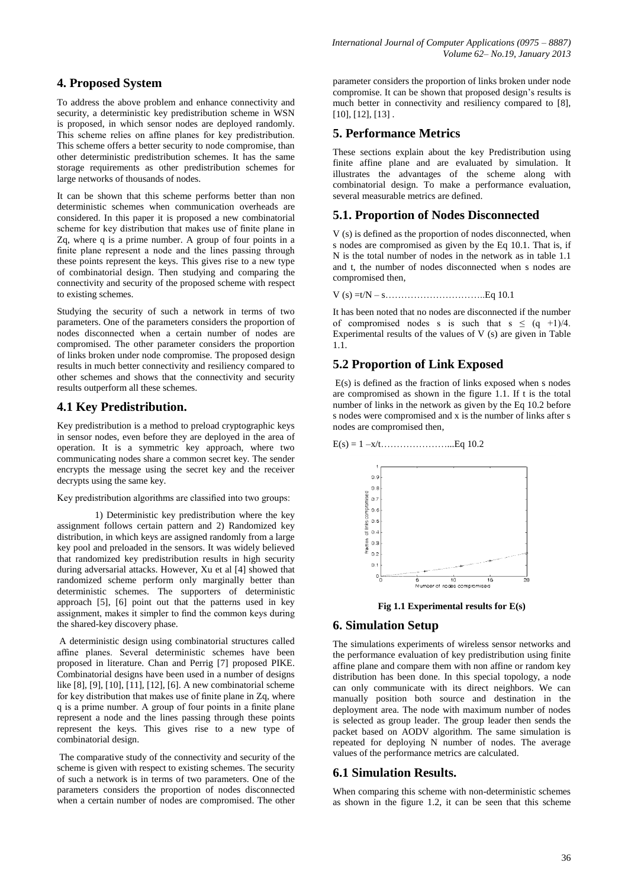## 4. Proposed System

To address the above problem and enhance connectivity and security, a deterministic key predistribution scheme in WSN is proposed, in which sensor nodes are deployed randomly. This scheme relies on affine planes for key predistribution. This scheme offers a better security to node compromise, than other deterministic predistribution schemes. It has the same storage requirements as other predistribution schemes for large networks of thousands of nodes.

It can be shown that this scheme performs better than non deterministic schemes when communication overheads are considered. In this paper it is proposed a new combinatorial scheme for key distribution that makes use of finite plane in Zq, where q is a prime number. A group of four points in a finite plane represent a node and the lines passing through these points represent the keys. This gives rise to a new type of combinatorial design. Then studying and comparing the connectivity and security of the proposed scheme with respect to existing schemes.

Studying the security of such a network in terms of two parameters. One of the parameters considers the proportion of nodes disconnected when a certain number of nodes are compromised. The other parameter considers the proportion of links broken under node compromise. The proposed design results in much better connectivity and resiliency compared to other schemes and shows that the connectivity and security results outperform all these schemes.

## 4.1 Key Predistribution.

Key predistribution is a method to preload cryptographic keys in sensor nodes, even before they are deployed in the area of operation. It is a symmetric key approach, where two communicating nodes share a common secret key. The sender encrypts the message using the secret key and the receiver decrypts using the same key.

Key predistribution algorithms are classified into two groups:

1) Deterministic key predistribution where the key assignment follows certain pattern and 2) Randomized key distribution, in which keys are assigned randomly from a large key pool and preloaded in the sensors. It was widely believed that randomized key predistribution results in high security during adversarial attacks. However, Xu et al [4] showed that randomized scheme perform only marginally better than deterministic schemes. The supporters of deterministic approach [5], [6] point out that the patterns used in key assignment, makes it simpler to find the common keys during the shared-key discovery phase.

A deterministic design using combinatorial structures called affine planes. Several deterministic schemes have been proposed in literature. Chan and Perrig [7] proposed PIKE. Combinatorial designs have been used in a number of designs like [8], [9], [10], [11], [12], [6]. A new combinatorial scheme for key distribution that makes use of finite plane in Zq, where q is a prime number. A group of four points in a finite plane represent a node and the lines passing through these points represent the keys. This gives rise to a new type of combinatorial design.

The comparative study of the connectivity and security of the scheme is given with respect to existing schemes. The security of such a network is in terms of two parameters. One of the parameters considers the proportion of nodes disconnected when a certain number of nodes are compromised. The other parameter considers the proportion of links broken under node compromise. It can be shown that proposed design's results is much better in connectivity and resiliency compared to [8], [10], [12], [13] .

## 5. Performance Metrics

These sections explain about the key Predistribution using finite affine plane and are evaluated by simulation. It illustrates the advantages of the scheme along with combinatorial design. To make a performance evaluation, several measurable metrics are defined.

## 5.1. Proportion of Nodes Disconnected

V (s) is defined as the proportion of nodes disconnected, when s nodes are compromised as given by the Eq 10.1. That is, if N is the total number of nodes in the network as in table 1.1 and t, the number of nodes disconnected when s nodes are compromised then,

$V(s) = t/N - s$…………………………..Eq 10.1

It has been noted that no nodes are disconnected if the number of compromised nodes s is such that $s \leq (q+1)/4$. Experimental results of the values of V (s) are given in Table 1.1.

## 5.2 Proportion of Link Exposed

E(s) is defined as the fraction of links exposed when s nodes are compromised as shown in the figure 1.1. If t is the total number of links in the network as given by the Eq 10.2 before s nodes were compromised and x is the number of links after s nodes are compromised then,

$E(s) = 1 - x/t$…………………...Eq 10.2

**Fig 1.1 Experimental results for E(s)**

## 6. Simulation Setup

The simulations experiments of wireless sensor networks and the performance evaluation of key predistribution using finite affine plane and compare them with non affine or random key distribution has been done. In this special topology, a node can only communicate with its direct neighbors. We can manually position both source and destination in the deployment area. The node with maximum number of nodes is selected as group leader. The group leader then sends the packet based on AODV algorithm. The same simulation is repeated for deploying N number of nodes. The average values of the performance metrics are calculated.

## 6.1 Simulation Results.

When comparing this scheme with non-deterministic schemes as shown in the figure 1.2, it can be seen that this scheme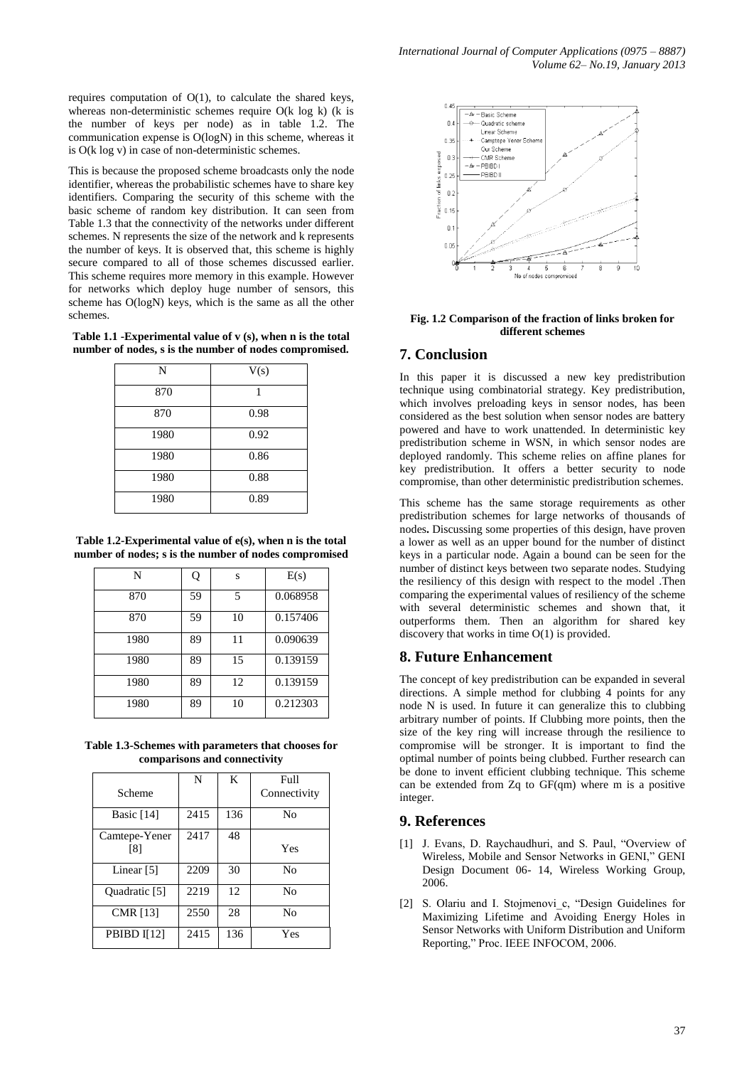requires computation of O(1), to calculate the shared keys, whereas non-deterministic schemes require O(k log k) (k is the number of keys per node) as in table 1.2. The communication expense is O(logN) in this scheme, whereas it is O(k log v) in case of non-deterministic schemes.

This is because the proposed scheme broadcasts only the node identifier, whereas the probabilistic schemes have to share key identifiers. Comparing the security of this scheme with the basic scheme of random key distribution. It can seen from Table 1.3 that the connectivity of the networks under different schemes. N represents the size of the network and k represents the number of keys. It is observed that, this scheme is highly secure compared to all of those schemes discussed earlier. This scheme requires more memory in this example. However for networks which deploy huge number of sensors, this scheme has O(logN) keys, which is the same as all the other schemes.

**Table 1.1 -Experimental value of v (s), when n is the total number of nodes, s is the number of nodes compromised.**

| N | V(s) |
|---|---|
| 870 | 1 |
| 870 | 0.98 |
| 1980 | 0.92 |
| 1980 | 0.86 |
| 1980 | 0.88 |
| 1980 | 0.89 |

**Table 1.2-Experimental value of e(s), when n is the total number of nodes; s is the number of nodes compromised**

| N | Q | s | E(s) |
|---|---|---|---|
| 870 | 59 | 5 | 0.068958 |
| 870 | 59 | 10 | 0.157406 |
| 1980 | 89 | 11 | 0.090639 |
| 1980 | 89 | 15 | 0.139159 |
| 1980 | 89 | 12 | 0.139159 |
| 1980 | 89 | 10 | 0.212303 |

**Table 1.3-Schemes with parameters that chooses for comparisons and connectivity**

| Scheme | N | K | Full Connectivity |
|---|---|---|---|
| Basic [14] | 2415 | 136 | No |
| Camtepe-Yener [8] | 2417 | 48 | Yes |
| Linear [5] | 2209 | 30 | No |
| Quadratic [5] | 2219 | 12 | No |
| CMR [13] | 2550 | 28 | No |
| PBIBD I[12] | 2415 | 136 | Yes |

**Fig. 1.2 Comparison of the fraction of links broken for different schemes**

## 7. Conclusion

In this paper it is discussed a new key predistribution technique using combinatorial strategy. Key predistribution, which involves preloading keys in sensor nodes, has been considered as the best solution when sensor nodes are battery powered and have to work unattended. In deterministic key predistribution scheme in WSN, in which sensor nodes are deployed randomly. This scheme relies on affine planes for key predistribution. It offers a better security to node compromise, than other deterministic predistribution schemes.

This scheme has the same storage requirements as other predistribution schemes for large networks of thousands of nodes**.** Discussing some properties of this design, have proven a lower as well as an upper bound for the number of distinct keys in a particular node. Again a bound can be seen for the number of distinct keys between two separate nodes. Studying the resiliency of this design with respect to the model .Then comparing the experimental values of resiliency of the scheme with several deterministic schemes and shown that, it outperforms them. Then an algorithm for shared key discovery that works in time O(1) is provided.

## 8. Future Enhancement

The concept of key predistribution can be expanded in several directions. A simple method for clubbing 4 points for any node N is used. In future it can generalize this to clubbing arbitrary number of points. If Clubbing more points, then the size of the key ring will increase through the resilience to compromise will be stronger. It is important to find the optimal number of points being clubbed. Further research can be done to invent efficient clubbing technique. This scheme can be extended from Zq to GF(qm) where m is a positive integer.

## 9. References

[1] J. Evans, D. Raychaudhuri, and S. Paul, "Overview of Wireless, Mobile and Sensor Networks in GENI," GENI Design Document 06- 14, Wireless Working Group, 2006.

[2] S. Olariu and I. Stojmenovi_c, "Design Guidelines for Maximizing Lifetime and Avoiding Energy Holes in Sensor Networks with Uniform Distribution and Uniform Reporting," Proc. IEEE INFOCOM, 2006.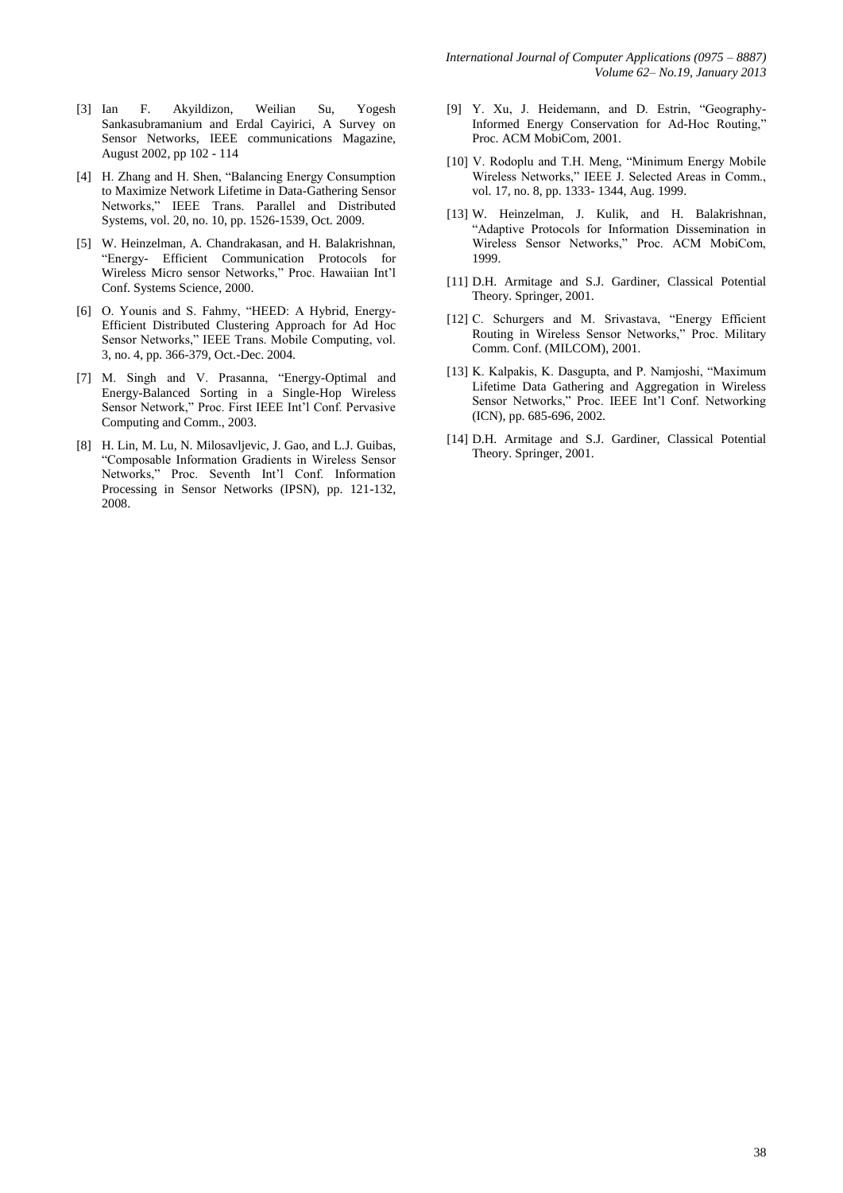[3] Ian F. Akyildizon, Weilian Su, Yogesh Sankasubramanium and Erdal Cayirici, A Survey on Sensor Networks, IEEE communications Magazine, August 2002, pp 102 - 114

[4] H. Zhang and H. Shen, "Balancing Energy Consumption to Maximize Network Lifetime in Data-Gathering Sensor Networks," IEEE Trans. Parallel and Distributed Systems, vol. 20, no. 10, pp. 1526-1539, Oct. 2009.

[5] W. Heinzelman, A. Chandrakasan, and H. Balakrishnan, "Energy- Efficient Communication Protocols for Wireless Micro sensor Networks," Proc. Hawaiian Int'l Conf. Systems Science, 2000.

[6] O. Younis and S. Fahmy, "HEED: A Hybrid, Energy-Efficient Distributed Clustering Approach for Ad Hoc Sensor Networks," IEEE Trans. Mobile Computing, vol. 3, no. 4, pp. 366-379, Oct.-Dec. 2004.

[7] M. Singh and V. Prasanna, "Energy-Optimal and Energy-Balanced Sorting in a Single-Hop Wireless Sensor Network," Proc. First IEEE Int'l Conf. Pervasive Computing and Comm., 2003.

[8] H. Lin, M. Lu, N. Milosavljevic, J. Gao, and L.J. Guibas, "Composable Information Gradients in Wireless Sensor Networks," Proc. Seventh Int'l Conf. Information Processing in Sensor Networks (IPSN), pp. 121-132, 2008.

[9] Y. Xu, J. Heidemann, and D. Estrin, "Geography-Informed Energy Conservation for Ad-Hoc Routing," Proc. ACM MobiCom, 2001.

[10] V. Rodoplu and T.H. Meng, "Minimum Energy Mobile Wireless Networks," IEEE J. Selected Areas in Comm., vol. 17, no. 8, pp. 1333- 1344, Aug. 1999.

[13] W. Heinzelman, J. Kulik, and H. Balakrishnan, "Adaptive Protocols for Information Dissemination in Wireless Sensor Networks," Proc. ACM MobiCom, 1999.

[11] D.H. Armitage and S.J. Gardiner, Classical Potential Theory. Springer, 2001.

[12] C. Schurgers and M. Srivastava, "Energy Efficient Routing in Wireless Sensor Networks," Proc. Military Comm. Conf. (MILCOM), 2001.

[13] K. Kalpakis, K. Dasgupta, and P. Namjoshi, "Maximum Lifetime Data Gathering and Aggregation in Wireless Sensor Networks," Proc. IEEE Int'l Conf. Networking (ICN), pp. 685-696, 2002.

[14] D.H. Armitage and S.J. Gardiner, Classical Potential Theory. Springer, 2001.